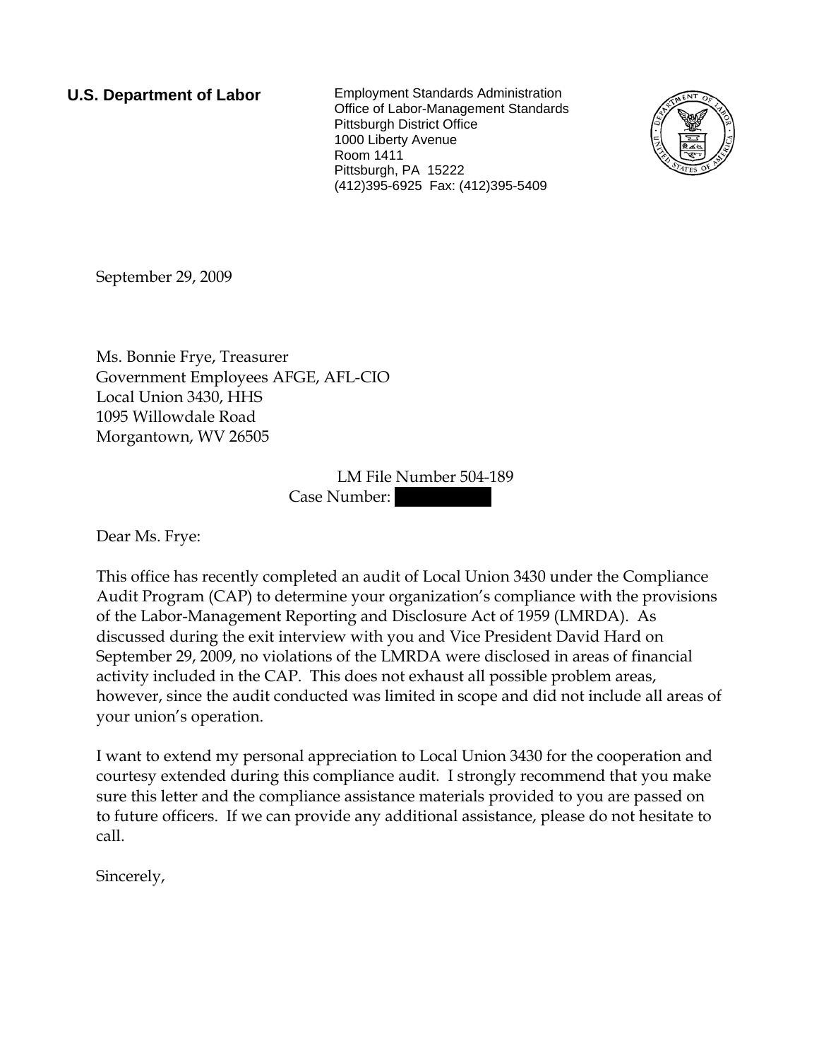**U.S. Department of Labor**

Employment Standards Administration
Office of Labor-Management Standards
Pittsburgh District Office
1000 Liberty Avenue
Room 1411
Pittsburgh, PA 15222
(412)395-6925 Fax: (412)395-5409

September 29, 2009

Ms. Bonnie Frye, Treasurer
Government Employees AFGE, AFL-CIO
Local Union 3430, HHS
1095 Willowdale Road
Morgantown, WV 26505

LM File Number 504-189
Case Number: [REDACTED]

Dear Ms. Frye:

This office has recently completed an audit of Local Union 3430 under the Compliance Audit Program (CAP) to determine your organization's compliance with the provisions of the Labor-Management Reporting and Disclosure Act of 1959 (LMRDA). As discussed during the exit interview with you and Vice President David Hard on September 29, 2009, no violations of the LMRDA were disclosed in areas of financial activity included in the CAP. This does not exhaust all possible problem areas, however, since the audit conducted was limited in scope and did not include all areas of your union's operation.

I want to extend my personal appreciation to Local Union 3430 for the cooperation and courtesy extended during this compliance audit. I strongly recommend that you make sure this letter and the compliance assistance materials provided to you are passed on to future officers. If we can provide any additional assistance, please do not hesitate to call.

Sincerely,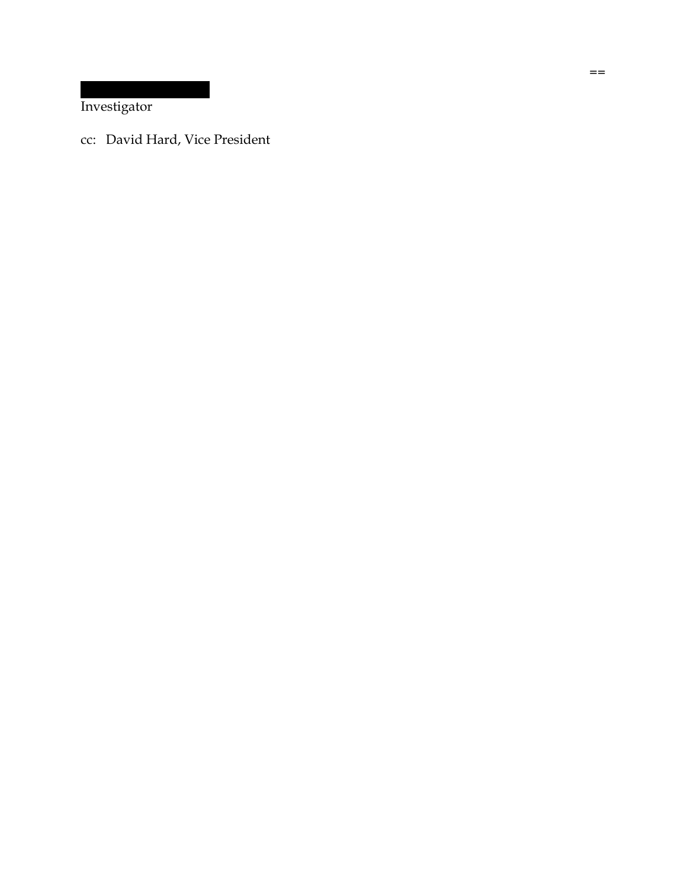==

█████████████

Investigator

cc: David Hard, Vice President